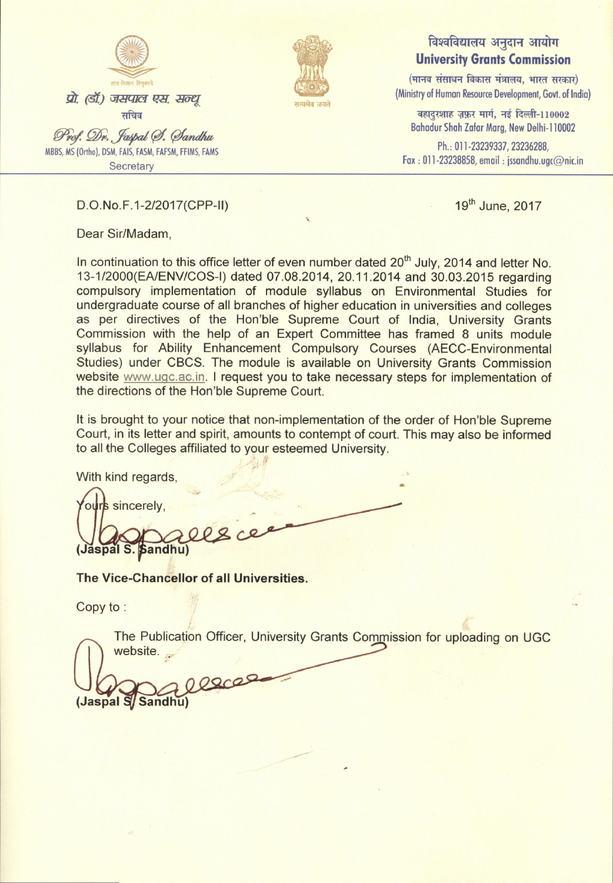प्रो. (डॉ.) जसपाल एस. सन्धू
सचिव

Prof. Dr. Jaspal S. Sandhu
MBBS, MS (Ortho), DSM, FAIS, FASM, FAFSM, FFIMS, FAMS
Secretary

सत्यमेव जयते

विश्वविद्यालय अनुदान आयोग
**University Grants Commission**
(मानव संसाधन विकास मंत्रालय, भारत सरकार)
(Ministry of Human Resource Development, Govt. of India)
बहादुरशाह ज़फ़र मार्ग, नई दिल्ली-110002
Bahadur Shah Zafar Marg, New Delhi-110002
Ph.: 011-23239337, 23236288,
Fax : 011-23238858, email : jssandhu.ugc@nic.in

D.O.No.F.1-2/2017(CPP-II)

19th June, 2017

Dear Sir/Madam,

In continuation to this office letter of even number dated 20th July, 2014 and letter No. 13-1/2000(EA/ENV/COS-I) dated 07.08.2014, 20.11.2014 and 30.03.2015 regarding compulsory implementation of module syllabus on Environmental Studies for undergraduate course of all branches of higher education in universities and colleges as per directives of the Hon'ble Supreme Court of India, University Grants Commission with the help of an Expert Committee has framed 8 units module syllabus for Ability Enhancement Compulsory Courses (AECC-Environmental Studies) under CBCS. The module is available on University Grants Commission website www.ugc.ac.in. I request you to take necessary steps for implementation of the directions of the Hon'ble Supreme Court.

It is brought to your notice that non-implementation of the order of Hon'ble Supreme Court, in its letter and spirit, amounts to contempt of court. This may also be informed to all the Colleges affiliated to your esteemed University.

With kind regards,

Yours sincerely,

**(Jaspal S. Sandhu)**

**The Vice-Chancellor of all Universities.**

Copy to :

The Publication Officer, University Grants Commission for uploading on UGC website.

**(Jaspal S. Sandhu)**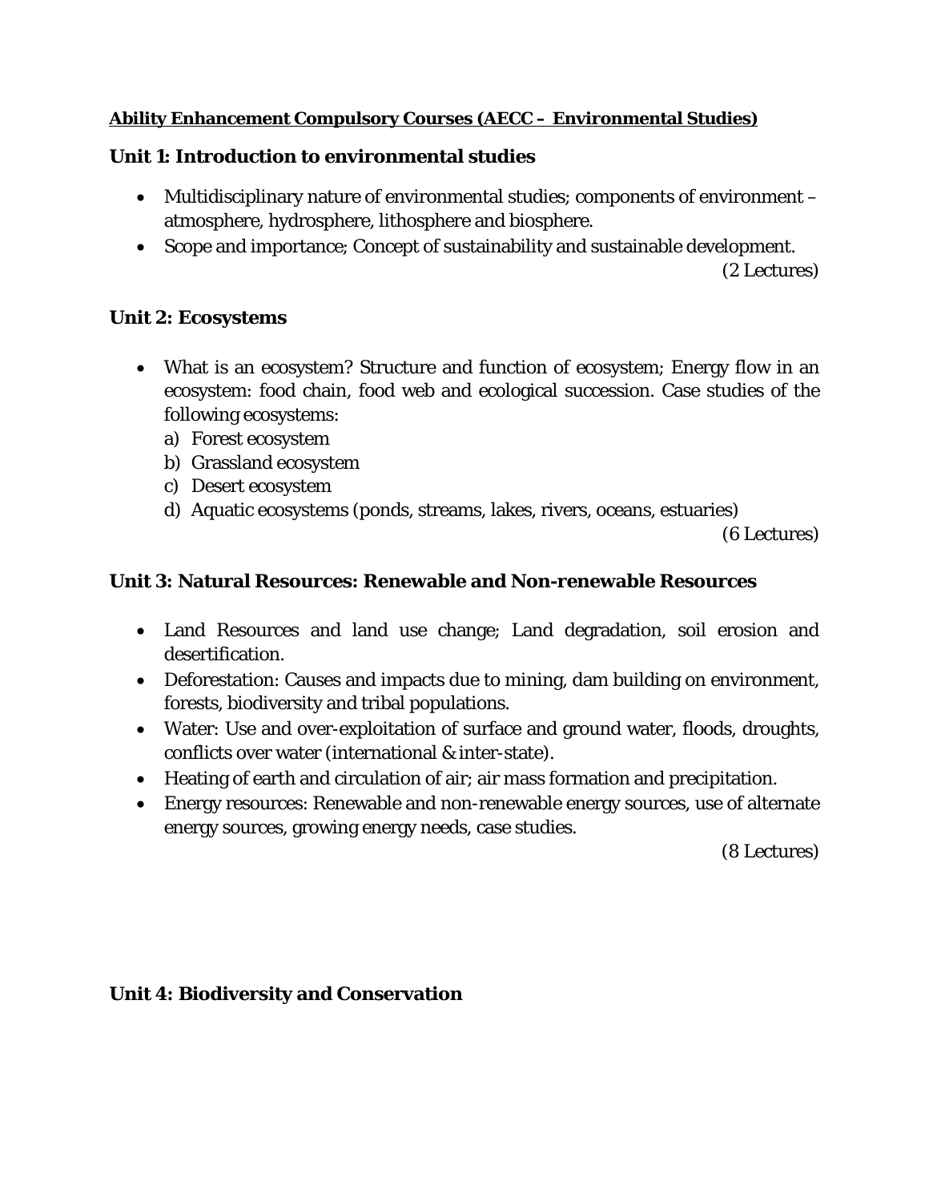**<u>Ability Enhancement Compulsory Courses (AECC – Environmental Studies)</u>**

### Unit 1: Introduction to environmental studies

- Multidisciplinary nature of environmental studies; components of environment – atmosphere, hydrosphere, lithosphere and biosphere.
- Scope and importance; Concept of sustainability and sustainable development.

(2 Lectures)

### Unit 2: Ecosystems

- What is an ecosystem? Structure and function of ecosystem; Energy flow in an ecosystem: food chain, food web and ecological succession. Case studies of the following ecosystems:
  a) Forest ecosystem
  b) Grassland ecosystem
  c) Desert ecosystem
  d) Aquatic ecosystems (ponds, streams, lakes, rivers, oceans, estuaries)

(6 Lectures)

### Unit 3: Natural Resources: Renewable and Non-renewable Resources

- Land Resources and land use change; Land degradation, soil erosion and desertification.
- Deforestation: Causes and impacts due to mining, dam building on environment, forests, biodiversity and tribal populations.
- Water: Use and over-exploitation of surface and ground water, floods, droughts, conflicts over water (international & inter-state).
- Heating of earth and circulation of air; air mass formation and precipitation.
- Energy resources: Renewable and non-renewable energy sources, use of alternate energy sources, growing energy needs, case studies.

(8 Lectures)

### Unit 4: Biodiversity and Conservation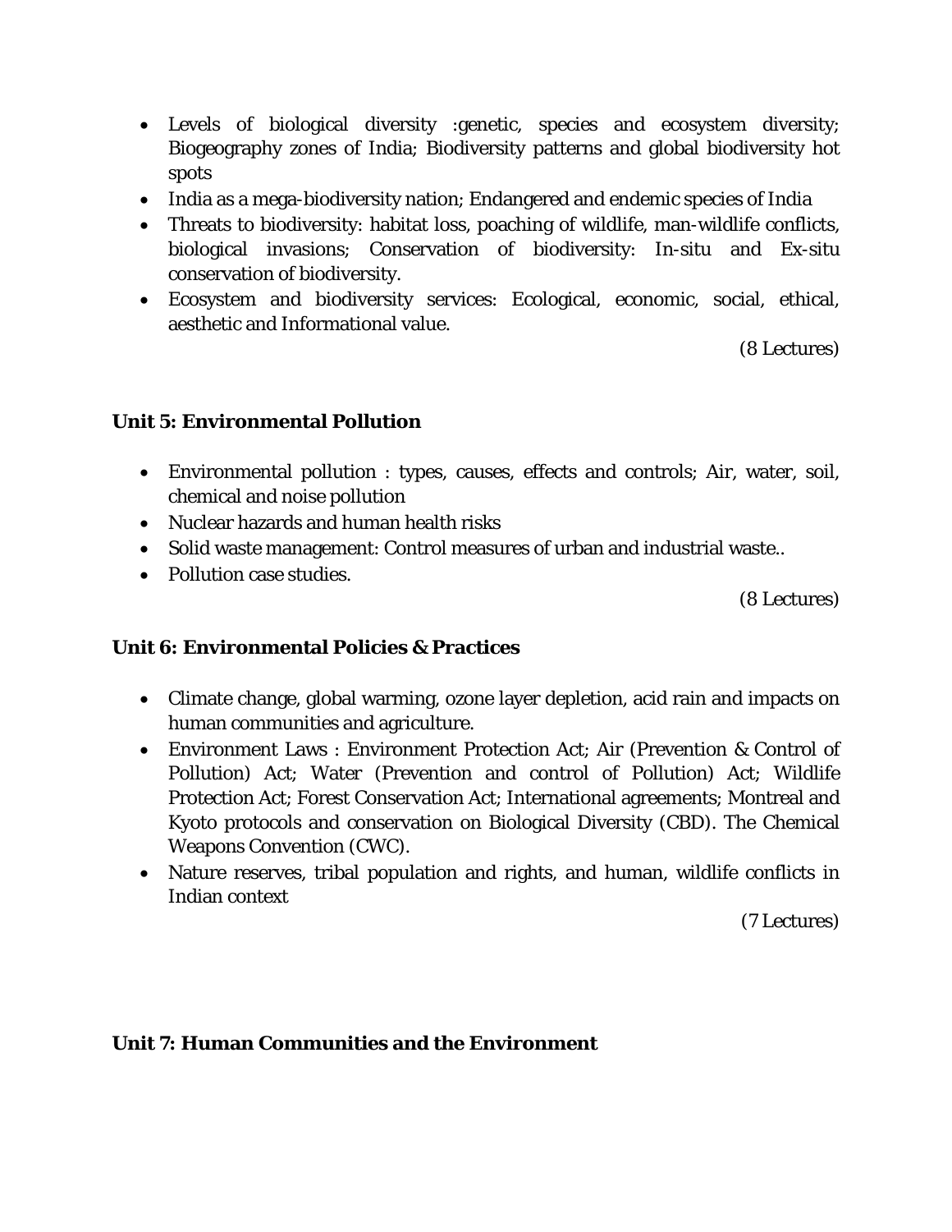- Levels of biological diversity :genetic, species and ecosystem diversity; Biogeography zones of India; Biodiversity patterns and global biodiversity hot spots
- India as a mega-biodiversity nation; Endangered and endemic species of India
- Threats to biodiversity: habitat loss, poaching of wildlife, man-wildlife conflicts, biological invasions; Conservation of biodiversity: In-situ and Ex-situ conservation of biodiversity.
- Ecosystem and biodiversity services: Ecological, economic, social, ethical, aesthetic and Informational value.

(8 Lectures)

**Unit 5: Environmental Pollution**

- Environmental pollution : types, causes, effects and controls; Air, water, soil, chemical and noise pollution
- Nuclear hazards and human health risks
- Solid waste management: Control measures of urban and industrial waste..
- Pollution case studies.

(8 Lectures)

**Unit 6: Environmental Policies & Practices**

- Climate change, global warming, ozone layer depletion, acid rain and impacts on human communities and agriculture.
- Environment Laws : Environment Protection Act; Air (Prevention & Control of Pollution) Act; Water (Prevention and control of Pollution) Act; Wildlife Protection Act; Forest Conservation Act; International agreements; Montreal and Kyoto protocols and conservation on Biological Diversity (CBD). The Chemical Weapons Convention (CWC).
- Nature reserves, tribal population and rights, and human, wildlife conflicts in Indian context

(7 Lectures)

**Unit 7: Human Communities and the Environment**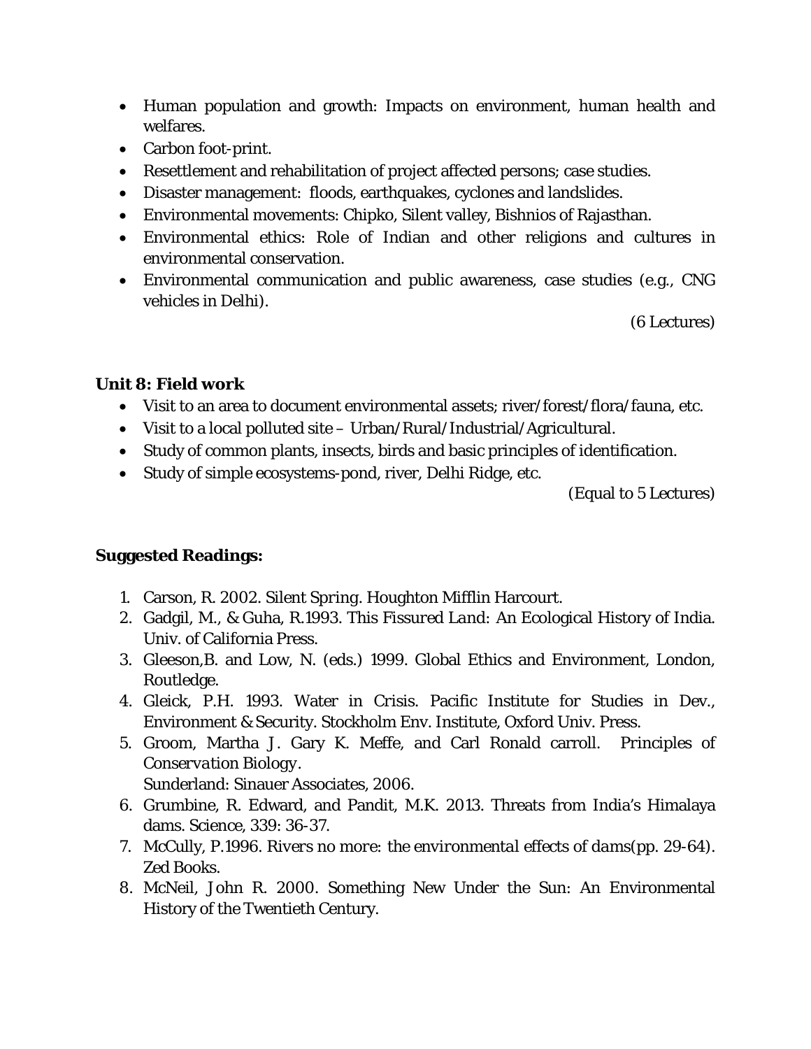- Human population and growth: Impacts on environment, human health and welfares.
- Carbon foot-print.
- Resettlement and rehabilitation of project affected persons; case studies.
- Disaster management: floods, earthquakes, cyclones and landslides.
- Environmental movements: Chipko, Silent valley, Bishnios of Rajasthan.
- Environmental ethics: Role of Indian and other religions and cultures in environmental conservation.
- Environmental communication and public awareness, case studies (e.g., CNG vehicles in Delhi).

(6 Lectures)

### Unit 8: Field work

- Visit to an area to document environmental assets; river/forest/flora/fauna, etc.
- Visit to a local polluted site – Urban/Rural/Industrial/Agricultural.
- Study of common plants, insects, birds and basic principles of identification.
- Study of simple ecosystems-pond, river, Delhi Ridge, etc.

(Equal to 5 Lectures)

### Suggested Readings:

1. Carson, R. 2002. Silent Spring. Houghton Mifflin Harcourt.
2. Gadgil, M., & Guha, R.1993. *This Fissured Land: An Ecological History of India*. Univ. of California Press.
3. Gleeson,B. and Low, N. (eds.) 1999. Global Ethics and Environment, London, Routledge.
4. Gleick, P.H. 1993. Water in Crisis. Pacific Institute for Studies in Dev., Environment & Security. Stockholm Env. Institute, Oxford Univ. Press.
5. Groom, Martha J. Gary K. Meffe, and Carl Ronald carroll. *Principles of Conservation Biology*.
   Sunderland: Sinauer Associates, 2006.
6. Grumbine, R. Edward, and Pandit, M.K. 2013. Threats from India's Himalaya dams. Science, 339: 36-37.
7. McCully, P.1996. *Rivers no more: the environmental effects of dams*(pp. 29-64). Zed Books.
8. McNeil, John R. 2000. Something New Under the Sun: An Environmental History of the Twentieth Century.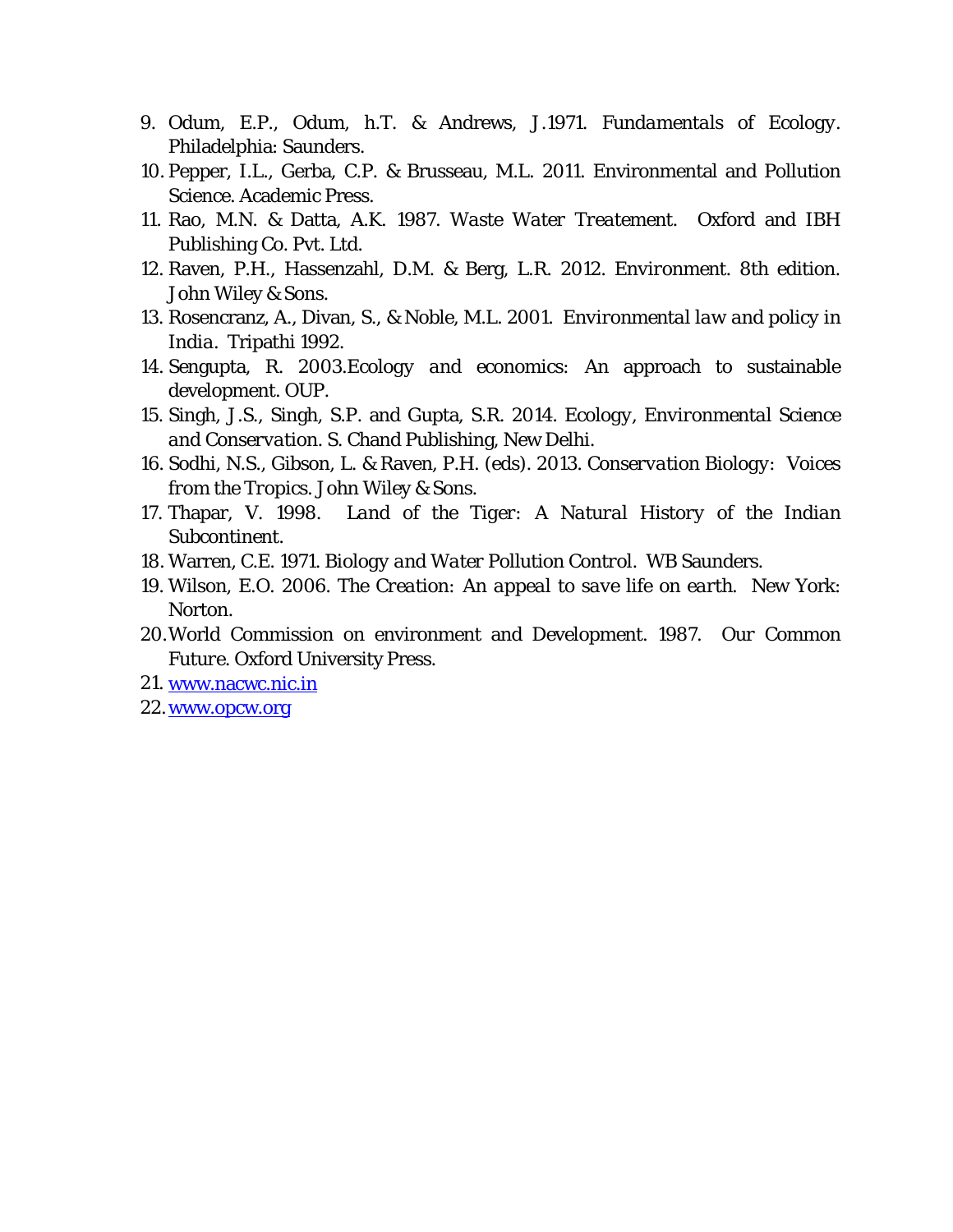9. Odum, E.P., Odum, h.T. & Andrews, J.1971. *Fundamentals of Ecology*. Philadelphia: Saunders.
10. Pepper, I.L., Gerba, C.P. & Brusseau, M.L. 2011. Environmental and Pollution Science. Academic Press.
11. Rao, M.N. & Datta, A.K. 1987. *Waste Water Treatement*. Oxford and IBH Publishing Co. Pvt. Ltd.
12. Raven, P.H., Hassenzahl, D.M. & Berg, L.R. 2012. *Environment*. 8th edition. John Wiley & Sons.
13. Rosencranz, A., Divan, S., & Noble, M.L. 2001. *Environmental law and policy in India*. Tripathi 1992.
14. Sengupta, R. 2003.Ecology and economics: An approach to sustainable development. OUP.
15. Singh, J.S., Singh, S.P. and Gupta, S.R. 2014. *Ecology, Environmental Science and Conservation*. S. Chand Publishing, New Delhi.
16. Sodhi, N.S., Gibson, L. & Raven, P.H. (eds). 2013. *Conservation Biology: Voices from the Tropics*. John Wiley & Sons.
17. Thapar, V. 1998. *Land of the Tiger: A Natural History of the Indian Subcontinent*.
18. Warren, C.E. 1971. *Biology and Water Pollution Control*. WB Saunders.
19. Wilson, E.O. 2006. *The Creation: An appeal to save life on earth*. New York: Norton.
20. World Commission on environment and Development. 1987. *Our Common Future*. Oxford University Press.
21. [www.nacwc.nic.in](http://www.nacwc.nic.in)
22. [www.opcw.org](http://www.opcw.org)